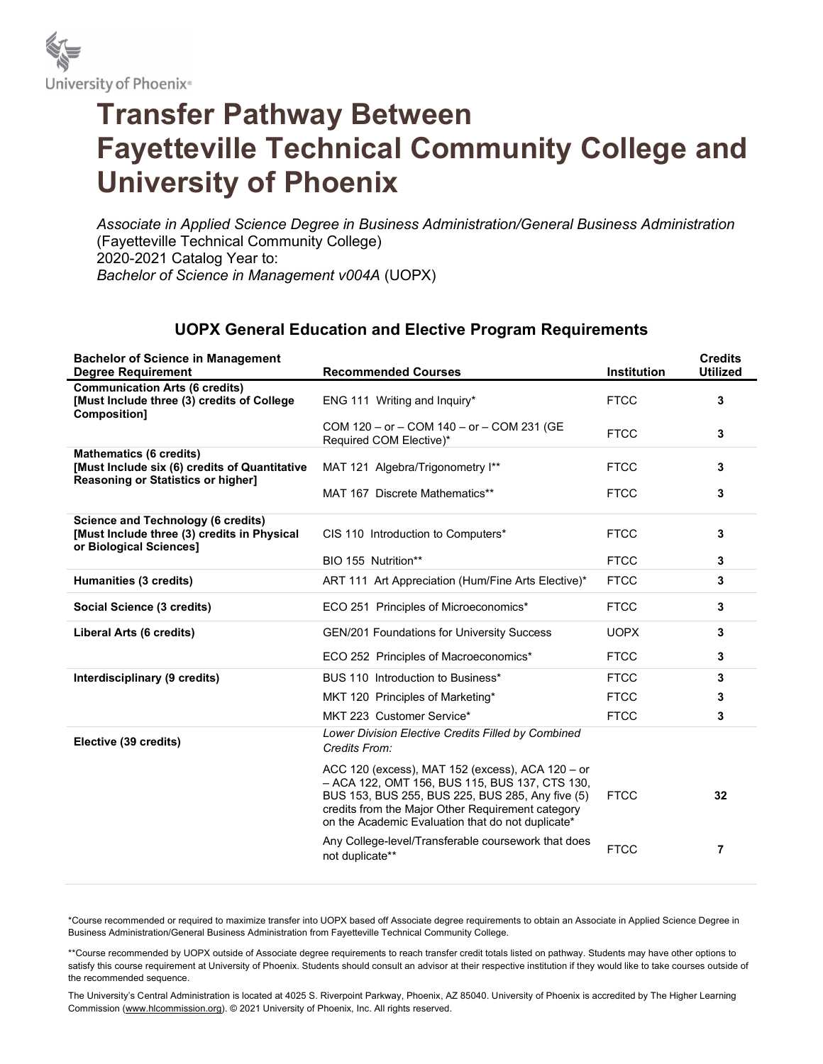University of Phoenix®

# Transfer Pathway Between Fayetteville Technical Community College and University of Phoenix

*Associate in Applied Science Degree in Business Administration/General Business Administration*
(Fayetteville Technical Community College)
2020-2021 Catalog Year to:
*Bachelor of Science in Management v004A* (UOPX)

## UOPX General Education and Elective Program Requirements

| Bachelor of Science in Management Degree Requirement | Recommended Courses | Institution | Credits Utilized |
|---|---|---|---|
| **Communication Arts (6 credits) [Must Include three (3) credits of College Composition]** | ENG 111 Writing and Inquiry* | FTCC | **3** |
| | COM 120 – or – COM 140 – or – COM 231 (GE Required COM Elective)* | FTCC | **3** |
| **Mathematics (6 credits) [Must Include six (6) credits of Quantitative Reasoning or Statistics or higher]** | MAT 121 Algebra/Trigonometry I** | FTCC | **3** |
| | MAT 167 Discrete Mathematics** | FTCC | **3** |
| **Science and Technology (6 credits) [Must Include three (3) credits in Physical or Biological Sciences]** | CIS 110 Introduction to Computers* | FTCC | **3** |
| | BIO 155 Nutrition** | FTCC | **3** |
| **Humanities (3 credits)** | ART 111 Art Appreciation (Hum/Fine Arts Elective)* | FTCC | **3** |
| **Social Science (3 credits)** | ECO 251 Principles of Microeconomics* | FTCC | **3** |
| **Liberal Arts (6 credits)** | GEN/201 Foundations for University Success | UOPX | **3** |
| | ECO 252 Principles of Macroeconomics* | FTCC | **3** |
| **Interdisciplinary (9 credits)** | BUS 110 Introduction to Business* | FTCC | **3** |
| | MKT 120 Principles of Marketing* | FTCC | **3** |
| | MKT 223 Customer Service* | FTCC | **3** |
| **Elective (39 credits)** | *Lower Division Elective Credits Filled by Combined Credits From:* | | |
| | ACC 120 (excess), MAT 152 (excess), ACA 120 – or – ACA 122, OMT 156, BUS 115, BUS 137, CTS 130, BUS 153, BUS 255, BUS 225, BUS 285, Any five (5) credits from the Major Other Requirement category on the Academic Evaluation that do not duplicate* | FTCC | **32** |
| | Any College-level/Transferable coursework that does not duplicate** | FTCC | **7** |

*Course recommended or required to maximize transfer into UOPX based off Associate degree requirements to obtain an Associate in Applied Science Degree in Business Administration/General Business Administration from Fayetteville Technical Community College.

**Course recommended by UOPX outside of Associate degree requirements to reach transfer credit totals listed on pathway. Students may have other options to satisfy this course requirement at University of Phoenix. Students should consult an advisor at their respective institution if they would like to take courses outside of the recommended sequence.

The University's Central Administration is located at 4025 S. Riverpoint Parkway, Phoenix, AZ 85040. University of Phoenix is accredited by The Higher Learning Commission (www.hlcommission.org). © 2021 University of Phoenix, Inc. All rights reserved.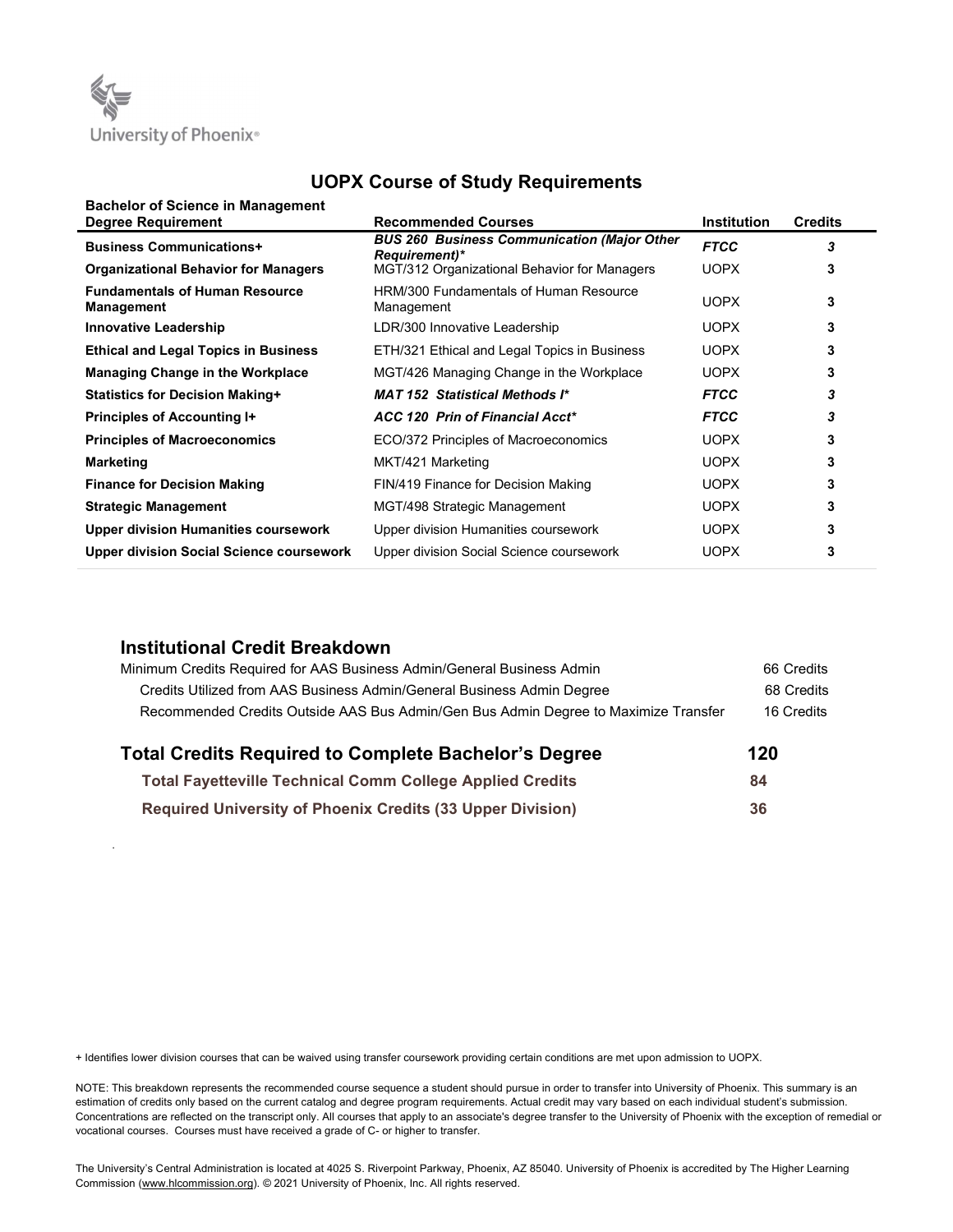University of Phoenix®

## UOPX Course of Study Requirements

| Bachelor of Science in Management Degree Requirement | Recommended Courses | Institution | Credits |
|---|---|---|---|
| **Business Communications+** | ***BUS 260 Business Communication (Major Other Requirement)**** | ***FTCC*** | ***3*** |
| **Organizational Behavior for Managers** | MGT/312 Organizational Behavior for Managers | UOPX | 3 |
| **Fundamentals of Human Resource Management** | HRM/300 Fundamentals of Human Resource Management | UOPX | 3 |
| **Innovative Leadership** | LDR/300 Innovative Leadership | UOPX | 3 |
| **Ethical and Legal Topics in Business** | ETH/321 Ethical and Legal Topics in Business | UOPX | 3 |
| **Managing Change in the Workplace** | MGT/426 Managing Change in the Workplace | UOPX | 3 |
| **Statistics for Decision Making+** | ***MAT 152 Statistical Methods I**** | ***FTCC*** | ***3*** |
| **Principles of Accounting I+** | ***ACC 120 Prin of Financial Acct**** | ***FTCC*** | ***3*** |
| **Principles of Macroeconomics** | ECO/372 Principles of Macroeconomics | UOPX | 3 |
| **Marketing** | MKT/421 Marketing | UOPX | 3 |
| **Finance for Decision Making** | FIN/419 Finance for Decision Making | UOPX | 3 |
| **Strategic Management** | MGT/498 Strategic Management | UOPX | 3 |
| **Upper division Humanities coursework** | Upper division Humanities coursework | UOPX | 3 |
| **Upper division Social Science coursework** | Upper division Social Science coursework | UOPX | 3 |

### Institutional Credit Breakdown

| | |
|---|---|
| Minimum Credits Required for AAS Business Admin/General Business Admin | 66 Credits |
| Credits Utilized from AAS Business Admin/General Business Admin Degree | 68 Credits |
| Recommended Credits Outside AAS Bus Admin/Gen Bus Admin Degree to Maximize Transfer | 16 Credits |

| | |
|---|---|
| **Total Credits Required to Complete Bachelor's Degree** | **120** |
| **Total Fayetteville Technical Comm College Applied Credits** | **84** |
| **Required University of Phoenix Credits (33 Upper Division)** | **36** |

+ Identifies lower division courses that can be waived using transfer coursework providing certain conditions are met upon admission to UOPX.

NOTE: This breakdown represents the recommended course sequence a student should pursue in order to transfer into University of Phoenix. This summary is an estimation of credits only based on the current catalog and degree program requirements. Actual credit may vary based on each individual student's submission. Concentrations are reflected on the transcript only. All courses that apply to an associate's degree transfer to the University of Phoenix with the exception of remedial or vocational courses. Courses must have received a grade of C- or higher to transfer.

The University's Central Administration is located at 4025 S. Riverpoint Parkway, Phoenix, AZ 85040. University of Phoenix is accredited by The Higher Learning Commission (www.hlcommission.org). © 2021 University of Phoenix, Inc. All rights reserved.